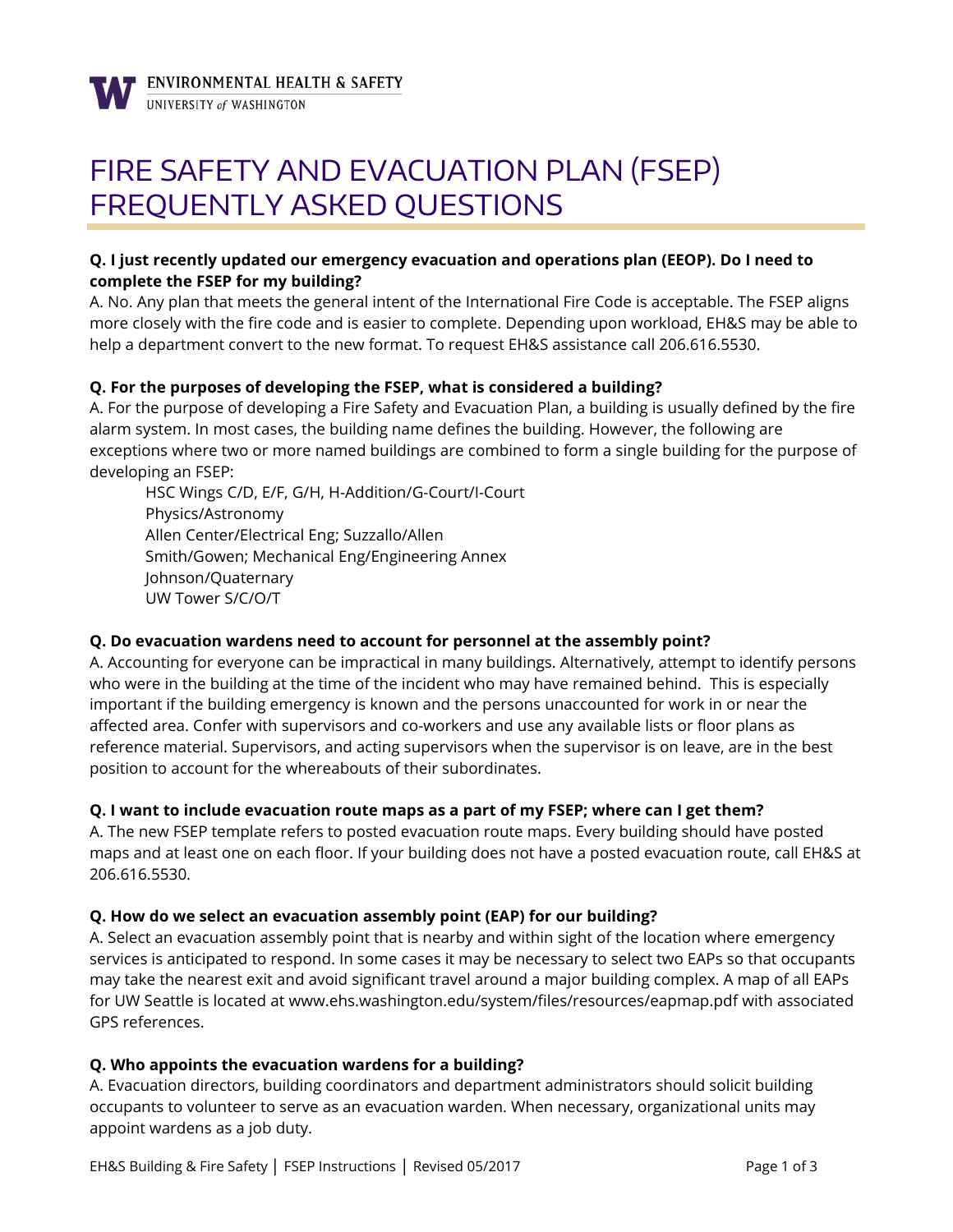ENVIRONMENTAL HEALTH & SAFETY
UNIVERSITY *of* WASHINGTON

# FIRE SAFETY AND EVACUATION PLAN (FSEP) FREQUENTLY ASKED QUESTIONS

**Q. I just recently updated our emergency evacuation and operations plan (EEOP). Do I need to complete the FSEP for my building?**

A. No. Any plan that meets the general intent of the International Fire Code is acceptable. The FSEP aligns more closely with the fire code and is easier to complete. Depending upon workload, EH&S may be able to help a department convert to the new format. To request EH&S assistance call 206.616.5530.

**Q. For the purposes of developing the FSEP, what is considered a building?**

A. For the purpose of developing a Fire Safety and Evacuation Plan, a building is usually defined by the fire alarm system. In most cases, the building name defines the building. However, the following are exceptions where two or more named buildings are combined to form a single building for the purpose of developing an FSEP:

- HSC Wings C/D, E/F, G/H, H-Addition/G-Court/I-Court
- Physics/Astronomy
- Allen Center/Electrical Eng; Suzzallo/Allen
- Smith/Gowen; Mechanical Eng/Engineering Annex
- Johnson/Quaternary
- UW Tower S/C/O/T

**Q. Do evacuation wardens need to account for personnel at the assembly point?**

A. Accounting for everyone can be impractical in many buildings. Alternatively, attempt to identify persons who were in the building at the time of the incident who may have remained behind. This is especially important if the building emergency is known and the persons unaccounted for work in or near the affected area. Confer with supervisors and co-workers and use any available lists or floor plans as reference material. Supervisors, and acting supervisors when the supervisor is on leave, are in the best position to account for the whereabouts of their subordinates.

**Q. I want to include evacuation route maps as a part of my FSEP; where can I get them?**

A. The new FSEP template refers to posted evacuation route maps. Every building should have posted maps and at least one on each floor. If your building does not have a posted evacuation route, call EH&S at 206.616.5530.

**Q. How do we select an evacuation assembly point (EAP) for our building?**

A. Select an evacuation assembly point that is nearby and within sight of the location where emergency services is anticipated to respond. In some cases it may be necessary to select two EAPs so that occupants may take the nearest exit and avoid significant travel around a major building complex. A map of all EAPs for UW Seattle is located at www.ehs.washington.edu/system/files/resources/eapmap.pdf with associated GPS references.

**Q. Who appoints the evacuation wardens for a building?**

A. Evacuation directors, building coordinators and department administrators should solicit building occupants to volunteer to serve as an evacuation warden. When necessary, organizational units may appoint wardens as a job duty.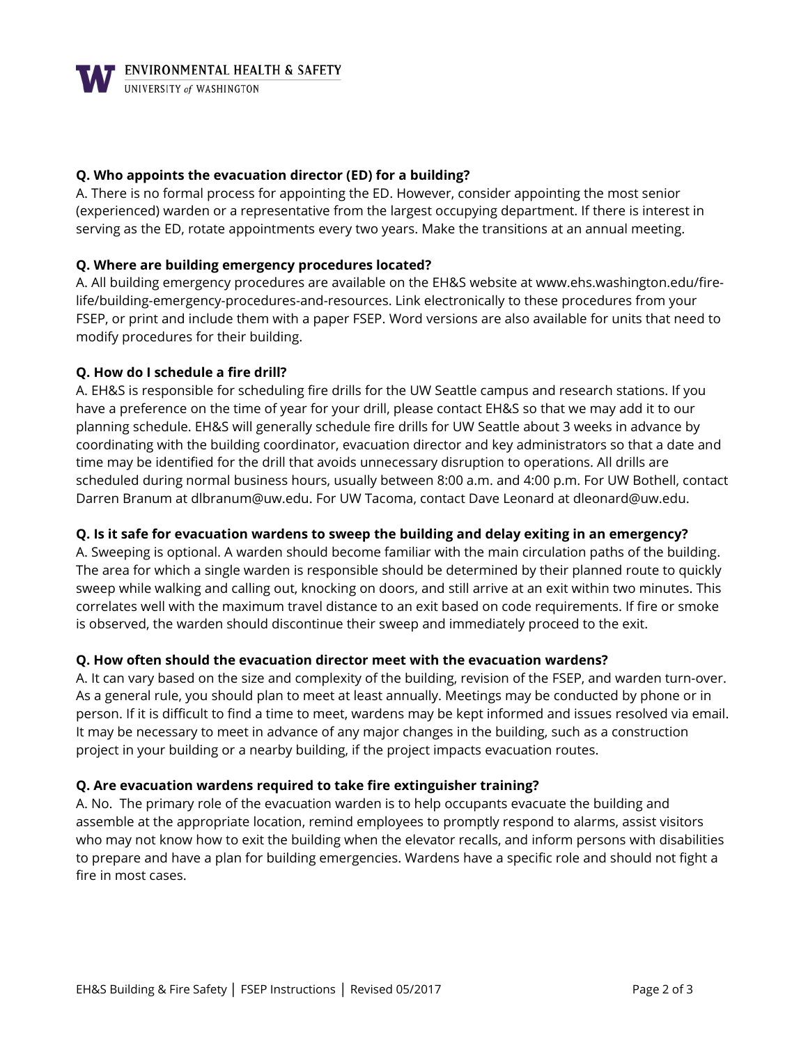**Q. Who appoints the evacuation director (ED) for a building?**

A. There is no formal process for appointing the ED. However, consider appointing the most senior (experienced) warden or a representative from the largest occupying department. If there is interest in serving as the ED, rotate appointments every two years. Make the transitions at an annual meeting.

**Q. Where are building emergency procedures located?**

A. All building emergency procedures are available on the EH&S website at www.ehs.washington.edu/fire-life/building-emergency-procedures-and-resources. Link electronically to these procedures from your FSEP, or print and include them with a paper FSEP. Word versions are also available for units that need to modify procedures for their building.

**Q. How do I schedule a fire drill?**

A. EH&S is responsible for scheduling fire drills for the UW Seattle campus and research stations. If you have a preference on the time of year for your drill, please contact EH&S so that we may add it to our planning schedule. EH&S will generally schedule fire drills for UW Seattle about 3 weeks in advance by coordinating with the building coordinator, evacuation director and key administrators so that a date and time may be identified for the drill that avoids unnecessary disruption to operations. All drills are scheduled during normal business hours, usually between 8:00 a.m. and 4:00 p.m. For UW Bothell, contact Darren Branum at dlbranum@uw.edu. For UW Tacoma, contact Dave Leonard at dleonard@uw.edu.

**Q. Is it safe for evacuation wardens to sweep the building and delay exiting in an emergency?**

A. Sweeping is optional. A warden should become familiar with the main circulation paths of the building. The area for which a single warden is responsible should be determined by their planned route to quickly sweep while walking and calling out, knocking on doors, and still arrive at an exit within two minutes. This correlates well with the maximum travel distance to an exit based on code requirements. If fire or smoke is observed, the warden should discontinue their sweep and immediately proceed to the exit.

**Q. How often should the evacuation director meet with the evacuation wardens?**

A. It can vary based on the size and complexity of the building, revision of the FSEP, and warden turn-over. As a general rule, you should plan to meet at least annually. Meetings may be conducted by phone or in person. If it is difficult to find a time to meet, wardens may be kept informed and issues resolved via email. It may be necessary to meet in advance of any major changes in the building, such as a construction project in your building or a nearby building, if the project impacts evacuation routes.

**Q. Are evacuation wardens required to take fire extinguisher training?**

A. No. The primary role of the evacuation warden is to help occupants evacuate the building and assemble at the appropriate location, remind employees to promptly respond to alarms, assist visitors who may not know how to exit the building when the elevator recalls, and inform persons with disabilities to prepare and have a plan for building emergencies. Wardens have a specific role and should not fight a fire in most cases.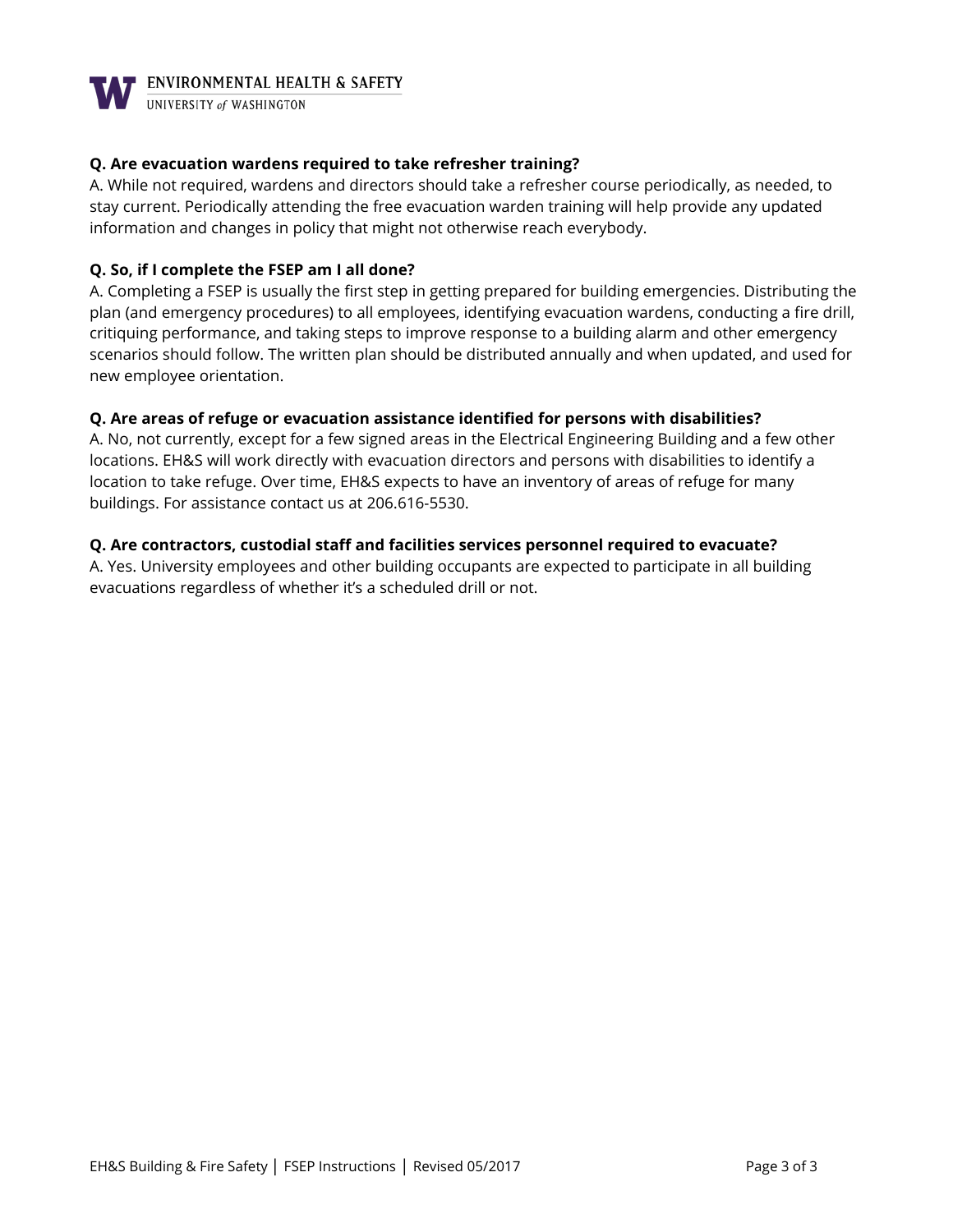**Q. Are evacuation wardens required to take refresher training?**

A. While not required, wardens and directors should take a refresher course periodically, as needed, to stay current. Periodically attending the free evacuation warden training will help provide any updated information and changes in policy that might not otherwise reach everybody.

**Q. So, if I complete the FSEP am I all done?**

A. Completing a FSEP is usually the first step in getting prepared for building emergencies. Distributing the plan (and emergency procedures) to all employees, identifying evacuation wardens, conducting a fire drill, critiquing performance, and taking steps to improve response to a building alarm and other emergency scenarios should follow. The written plan should be distributed annually and when updated, and used for new employee orientation.

**Q. Are areas of refuge or evacuation assistance identified for persons with disabilities?**

A. No, not currently, except for a few signed areas in the Electrical Engineering Building and a few other locations. EH&S will work directly with evacuation directors and persons with disabilities to identify a location to take refuge. Over time, EH&S expects to have an inventory of areas of refuge for many buildings. For assistance contact us at 206.616-5530.

**Q. Are contractors, custodial staff and facilities services personnel required to evacuate?**

A. Yes. University employees and other building occupants are expected to participate in all building evacuations regardless of whether it's a scheduled drill or not.